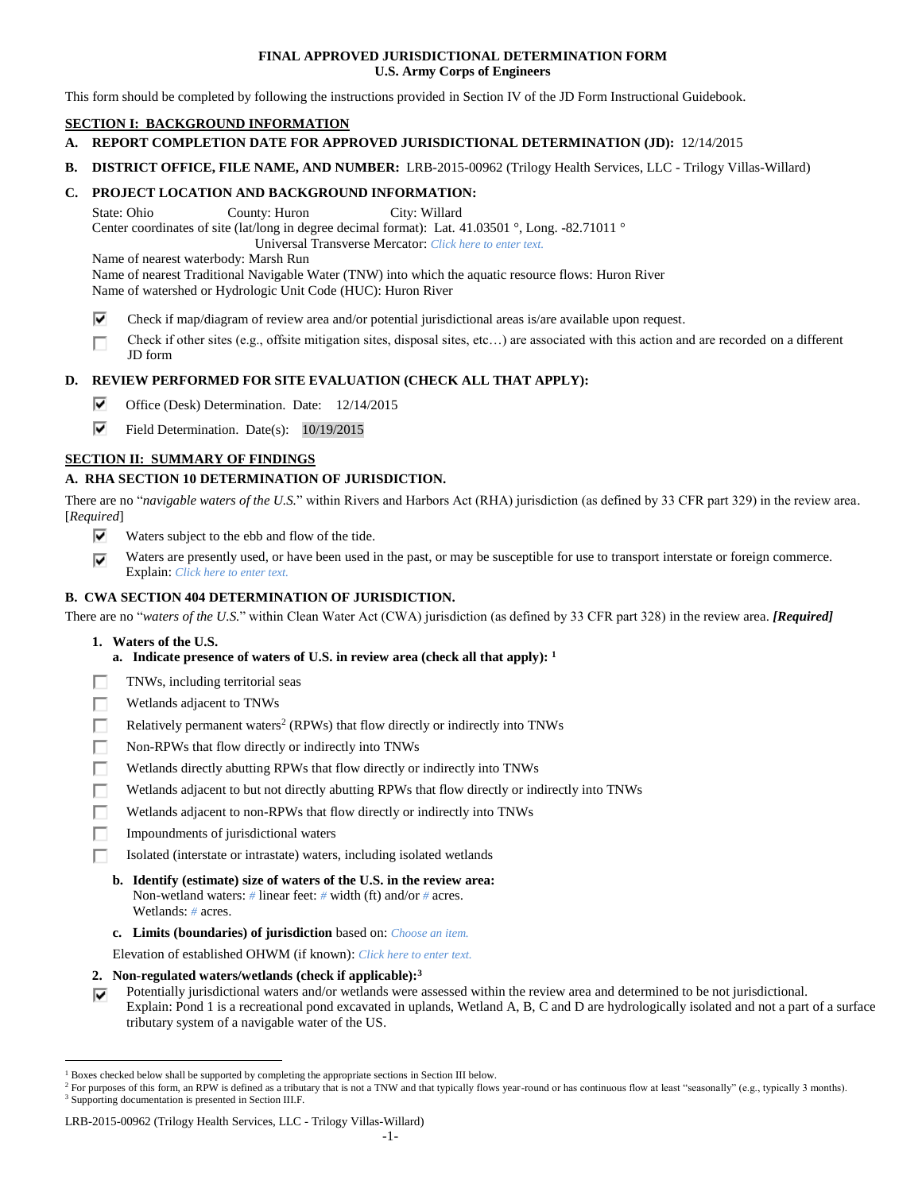**FINAL APPROVED JURISDICTIONAL DETERMINATION FORM**
**U.S. Army Corps of Engineers**

This form should be completed by following the instructions provided in Section IV of the JD Form Instructional Guidebook.

## SECTION I: BACKGROUND INFORMATION

**A. REPORT COMPLETION DATE FOR APPROVED JURISDICTIONAL DETERMINATION (JD):** 12/14/2015

**B. DISTRICT OFFICE, FILE NAME, AND NUMBER:** LRB-2015-00962 (Trilogy Health Services, LLC - Trilogy Villas-Willard)

**C. PROJECT LOCATION AND BACKGROUND INFORMATION:**

State: Ohio County: Huron City: Willard
Center coordinates of site (lat/long in degree decimal format): Lat. 41.03501 °, Long. -82.71011 °
Universal Transverse Mercator: *Click here to enter text.*
Name of nearest waterbody: Marsh Run
Name of nearest Traditional Navigable Water (TNW) into which the aquatic resource flows: Huron River
Name of watershed or Hydrologic Unit Code (HUC): Huron River

- ☑ Check if map/diagram of review area and/or potential jurisdictional areas is/are available upon request.
- ☐ Check if other sites (e.g., offsite mitigation sites, disposal sites, etc…) are associated with this action and are recorded on a different JD form

**D. REVIEW PERFORMED FOR SITE EVALUATION (CHECK ALL THAT APPLY):**

- ☑ Office (Desk) Determination. Date: 12/14/2015
- ☑ Field Determination. Date(s): 10/19/2015

## SECTION II: SUMMARY OF FINDINGS

**A. RHA SECTION 10 DETERMINATION OF JURISDICTION.**

There are no "*navigable waters of the U.S.*" within Rivers and Harbors Act (RHA) jurisdiction (as defined by 33 CFR part 329) in the review area. [*Required*]

- ☑ Waters subject to the ebb and flow of the tide.
- ☑ Waters are presently used, or have been used in the past, or may be susceptible for use to transport interstate or foreign commerce. Explain: *Click here to enter text.*

**B. CWA SECTION 404 DETERMINATION OF JURISDICTION.**

There are no "*waters of the U.S.*" within Clean Water Act (CWA) jurisdiction (as defined by 33 CFR part 328) in the review area. ***[Required]***

**1. Waters of the U.S.**

**a. Indicate presence of waters of U.S. in review area (check all that apply):** [1]

- ☐ TNWs, including territorial seas
- ☐ Wetlands adjacent to TNWs
- ☐ Relatively permanent waters[2] (RPWs) that flow directly or indirectly into TNWs
- ☐ Non-RPWs that flow directly or indirectly into TNWs
- ☐ Wetlands directly abutting RPWs that flow directly or indirectly into TNWs
- ☐ Wetlands adjacent to but not directly abutting RPWs that flow directly or indirectly into TNWs
- ☐ Wetlands adjacent to non-RPWs that flow directly or indirectly into TNWs
- ☐ Impoundments of jurisdictional waters
- ☐ Isolated (interstate or intrastate) waters, including isolated wetlands

**b. Identify (estimate) size of waters of the U.S. in the review area:**
Non-wetland waters: *#* linear feet: *#* width (ft) and/or *#* acres.
Wetlands: *#* acres.

**c. Limits (boundaries) of jurisdiction** based on: *Choose an item.*

Elevation of established OHWM (if known): *Click here to enter text.*

**2. Non-regulated waters/wetlands (check if applicable):**[3]

- ☑ Potentially jurisdictional waters and/or wetlands were assessed within the review area and determined to be not jurisdictional. Explain: Pond 1 is a recreational pond excavated in uplands, Wetland A, B, C and D are hydrologically isolated and not a part of a surface tributary system of a navigable water of the US.

---

[1] Boxes checked below shall be supported by completing the appropriate sections in Section III below.
[2] For purposes of this form, an RPW is defined as a tributary that is not a TNW and that typically flows year-round or has continuous flow at least "seasonally" (e.g., typically 3 months).
[3] Supporting documentation is presented in Section III.F.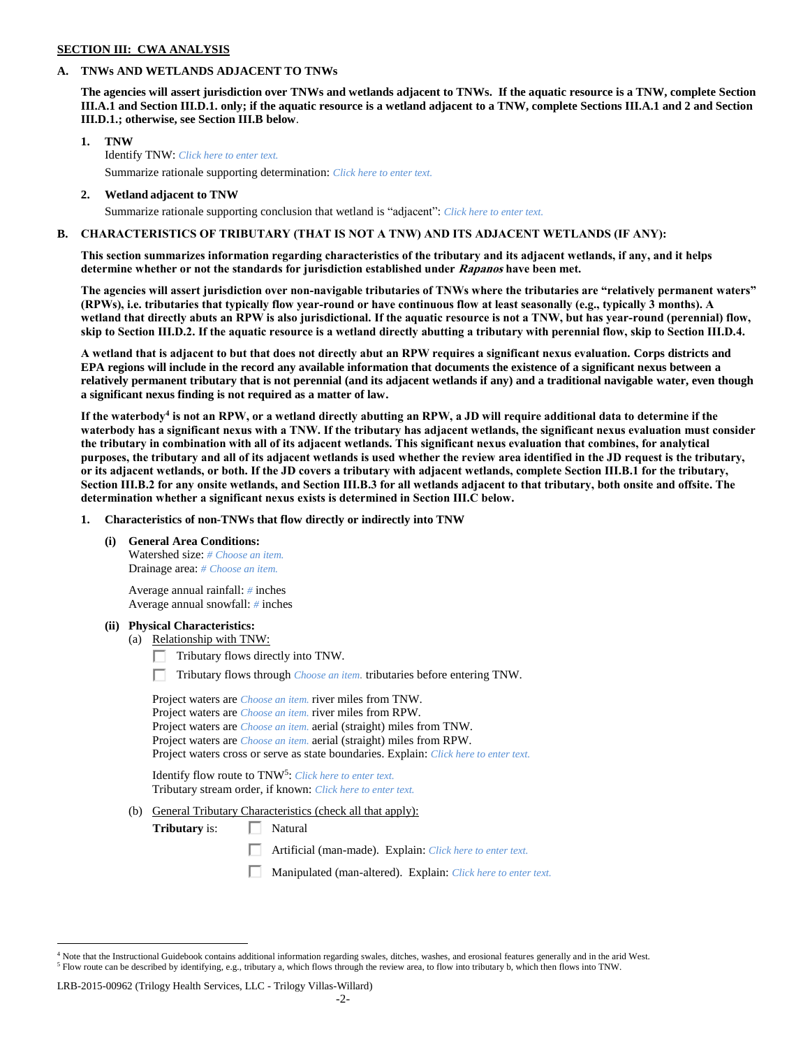**SECTION III: CWA ANALYSIS**

**A. TNWs AND WETLANDS ADJACENT TO TNWs**

**The agencies will assert jurisdiction over TNWs and wetlands adjacent to TNWs. If the aquatic resource is a TNW, complete Section III.A.1 and Section III.D.1. only; if the aquatic resource is a wetland adjacent to a TNW, complete Sections III.A.1 and 2 and Section III.D.1.; otherwise, see Section III.B below**.

**1. TNW**

Identify TNW: *Click here to enter text.*

Summarize rationale supporting determination: *Click here to enter text.*

**2. Wetland adjacent to TNW**

Summarize rationale supporting conclusion that wetland is "adjacent": *Click here to enter text.*

**B. CHARACTERISTICS OF TRIBUTARY (THAT IS NOT A TNW) AND ITS ADJACENT WETLANDS (IF ANY):**

**This section summarizes information regarding characteristics of the tributary and its adjacent wetlands, if any, and it helps determine whether or not the standards for jurisdiction established under *Rapanos* have been met.**

**The agencies will assert jurisdiction over non-navigable tributaries of TNWs where the tributaries are "relatively permanent waters" (RPWs), i.e. tributaries that typically flow year-round or have continuous flow at least seasonally (e.g., typically 3 months). A wetland that directly abuts an RPW is also jurisdictional. If the aquatic resource is not a TNW, but has year-round (perennial) flow, skip to Section III.D.2. If the aquatic resource is a wetland directly abutting a tributary with perennial flow, skip to Section III.D.4.**

**A wetland that is adjacent to but that does not directly abut an RPW requires a significant nexus evaluation. Corps districts and EPA regions will include in the record any available information that documents the existence of a significant nexus between a relatively permanent tributary that is not perennial (and its adjacent wetlands if any) and a traditional navigable water, even though a significant nexus finding is not required as a matter of law.**

**If the waterbody[4] is not an RPW, or a wetland directly abutting an RPW, a JD will require additional data to determine if the waterbody has a significant nexus with a TNW. If the tributary has adjacent wetlands, the significant nexus evaluation must consider the tributary in combination with all of its adjacent wetlands. This significant nexus evaluation that combines, for analytical purposes, the tributary and all of its adjacent wetlands is used whether the review area identified in the JD request is the tributary, or its adjacent wetlands, or both. If the JD covers a tributary with adjacent wetlands, complete Section III.B.1 for the tributary, Section III.B.2 for any onsite wetlands, and Section III.B.3 for all wetlands adjacent to that tributary, both onsite and offsite. The determination whether a significant nexus exists is determined in Section III.C below.**

**1. Characteristics of non-TNWs that flow directly or indirectly into TNW**

**(i) General Area Conditions:**

Watershed size: *# Choose an item.*
Drainage area: *# Choose an item.*

Average annual rainfall: *#* inches
Average annual snowfall: *#* inches

**(ii) Physical Characteristics:**

(a) Relationship with TNW:

☐ Tributary flows directly into TNW.

☐ Tributary flows through *Choose an item.* tributaries before entering TNW.

Project waters are *Choose an item.* river miles from TNW.
Project waters are *Choose an item.* river miles from RPW.
Project waters are *Choose an item.* aerial (straight) miles from TNW.
Project waters are *Choose an item.* aerial (straight) miles from RPW.
Project waters cross or serve as state boundaries. Explain: *Click here to enter text.*

Identify flow route to TNW[5]: *Click here to enter text.*
Tributary stream order, if known: *Click here to enter text.*

(b) General Tributary Characteristics (check all that apply):

**Tributary** is:
☐ Natural
☐ Artificial (man-made). Explain: *Click here to enter text.*
☐ Manipulated (man-altered). Explain: *Click here to enter text.*

---

[4] Note that the Instructional Guidebook contains additional information regarding swales, ditches, washes, and erosional features generally and in the arid West.
[5] Flow route can be described by identifying, e.g., tributary a, which flows through the review area, to flow into tributary b, which then flows into TNW.

LRB-2015-00962 (Trilogy Health Services, LLC - Trilogy Villas-Willard)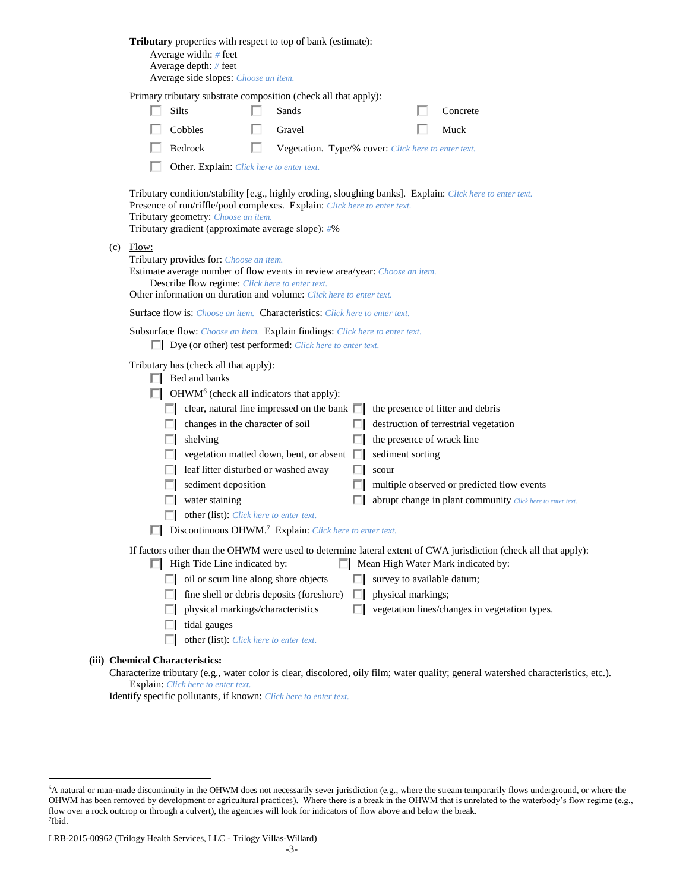**Tributary** properties with respect to top of bank (estimate):

Average width: # feet
Average depth: # feet
Average side slopes: Choose an item.

Primary tributary substrate composition (check all that apply):

☐ Silts ☐ Sands ☐ Concrete
☐ Cobbles ☐ Gravel ☐ Muck
☐ Bedrock ☐ Vegetation. Type/% cover: Click here to enter text.
☐ Other. Explain: Click here to enter text.

Tributary condition/stability [e.g., highly eroding, sloughing banks]. Explain: Click here to enter text.
Presence of run/riffle/pool complexes. Explain: Click here to enter text.
Tributary geometry: Choose an item.
Tributary gradient (approximate average slope): #%

(c) Flow:

Tributary provides for: Choose an item.
Estimate average number of flow events in review area/year: Choose an item.
Describe flow regime: Click here to enter text.
Other information on duration and volume: Click here to enter text.

Surface flow is: Choose an item. Characteristics: Click here to enter text.

Subsurface flow: Choose an item. Explain findings: Click here to enter text.
☐ Dye (or other) test performed: Click here to enter text.

Tributary has (check all that apply):

☐ Bed and banks
☐ OHWM[6] (check all indicators that apply):

☐ clear, natural line impressed on the bank ☐ the presence of litter and debris
☐ changes in the character of soil ☐ destruction of terrestrial vegetation
☐ shelving ☐ the presence of wrack line
☐ vegetation matted down, bent, or absent ☐ sediment sorting
☐ leaf litter disturbed or washed away ☐ scour
☐ sediment deposition ☐ multiple observed or predicted flow events
☐ water staining ☐ abrupt change in plant community Click here to enter text.
☐ other (list): Click here to enter text.

☐ Discontinuous OHWM.[7] Explain: Click here to enter text.

If factors other than the OHWM were used to determine lateral extent of CWA jurisdiction (check all that apply):

☐ High Tide Line indicated by: ☐ Mean High Water Mark indicated by:
☐ oil or scum line along shore objects ☐ survey to available datum;
☐ fine shell or debris deposits (foreshore) ☐ physical markings;
☐ physical markings/characteristics ☐ vegetation lines/changes in vegetation types.
☐ tidal gauges
☐ other (list): Click here to enter text.

**(iii) Chemical Characteristics:**

Characterize tributary (e.g., water color is clear, discolored, oily film; water quality; general watershed characteristics, etc.).
Explain: Click here to enter text.
Identify specific pollutants, if known: Click here to enter text.

---

[6]A natural or man-made discontinuity in the OHWM does not necessarily sever jurisdiction (e.g., where the stream temporarily flows underground, or where the OHWM has been removed by development or agricultural practices). Where there is a break in the OHWM that is unrelated to the waterbody's flow regime (e.g., flow over a rock outcrop or through a culvert), the agencies will look for indicators of flow above and below the break.
[7]Ibid.

LRB-2015-00962 (Trilogy Health Services, LLC - Trilogy Villas-Willard)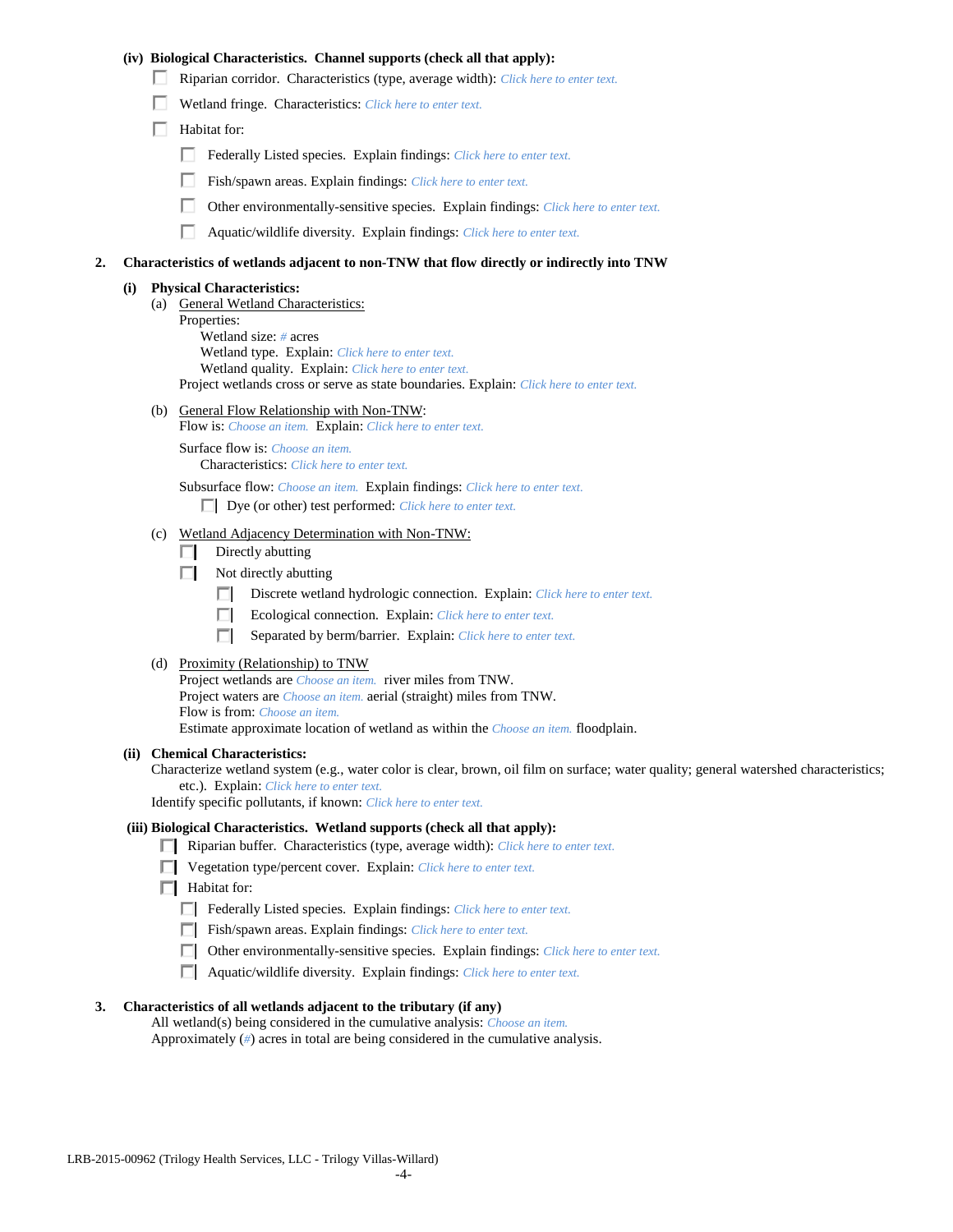**(iv) Biological Characteristics. Channel supports (check all that apply):**

- ☐ Riparian corridor. Characteristics (type, average width): *Click here to enter text.*
- ☐ Wetland fringe. Characteristics: *Click here to enter text.*
- ☐ Habitat for:
  - ☐ Federally Listed species. Explain findings: *Click here to enter text.*
  - ☐ Fish/spawn areas. Explain findings: *Click here to enter text.*
  - ☐ Other environmentally-sensitive species. Explain findings: *Click here to enter text.*
  - ☐ Aquatic/wildlife diversity. Explain findings: *Click here to enter text.*

**2. Characteristics of wetlands adjacent to non-TNW that flow directly or indirectly into TNW**

**(i) Physical Characteristics:**

(a) General Wetland Characteristics:

Properties:

Wetland size: *#* acres

Wetland type. Explain: *Click here to enter text.*

Wetland quality. Explain: *Click here to enter text.*

Project wetlands cross or serve as state boundaries. Explain: *Click here to enter text.*

(b) General Flow Relationship with Non-TNW:

Flow is: *Choose an item.* Explain: *Click here to enter text.*

Surface flow is: *Choose an item.*

Characteristics: *Click here to enter text.*

Subsurface flow: *Choose an item.* Explain findings: *Click here to enter text.*

- ☐ Dye (or other) test performed: *Click here to enter text.*

(c) Wetland Adjacency Determination with Non-TNW:

- ☐ Directly abutting
- ☐ Not directly abutting
  - ☐ Discrete wetland hydrologic connection. Explain: *Click here to enter text.*
  - ☐ Ecological connection. Explain: *Click here to enter text.*
  - ☐ Separated by berm/barrier. Explain: *Click here to enter text.*

(d) Proximity (Relationship) to TNW

Project wetlands are *Choose an item.* river miles from TNW.

Project waters are *Choose an item.* aerial (straight) miles from TNW.

Flow is from: *Choose an item.*

Estimate approximate location of wetland as within the *Choose an item.* floodplain.

**(ii) Chemical Characteristics:**

Characterize wetland system (e.g., water color is clear, brown, oil film on surface; water quality; general watershed characteristics; etc.). Explain: *Click here to enter text.*

Identify specific pollutants, if known: *Click here to enter text.*

**(iii) Biological Characteristics. Wetland supports (check all that apply):**

- ☐ Riparian buffer. Characteristics (type, average width): *Click here to enter text.*
- ☐ Vegetation type/percent cover. Explain: *Click here to enter text.*
- ☐ Habitat for:
  - ☐ Federally Listed species. Explain findings: *Click here to enter text.*
  - ☐ Fish/spawn areas. Explain findings: *Click here to enter text.*
  - ☐ Other environmentally-sensitive species. Explain findings: *Click here to enter text.*
  - ☐ Aquatic/wildlife diversity. Explain findings: *Click here to enter text.*

**3. Characteristics of all wetlands adjacent to the tributary (if any)**

All wetland(s) being considered in the cumulative analysis: *Choose an item.*

Approximately (*#*) acres in total are being considered in the cumulative analysis.

LRB-2015-00962 (Trilogy Health Services, LLC - Trilogy Villas-Willard)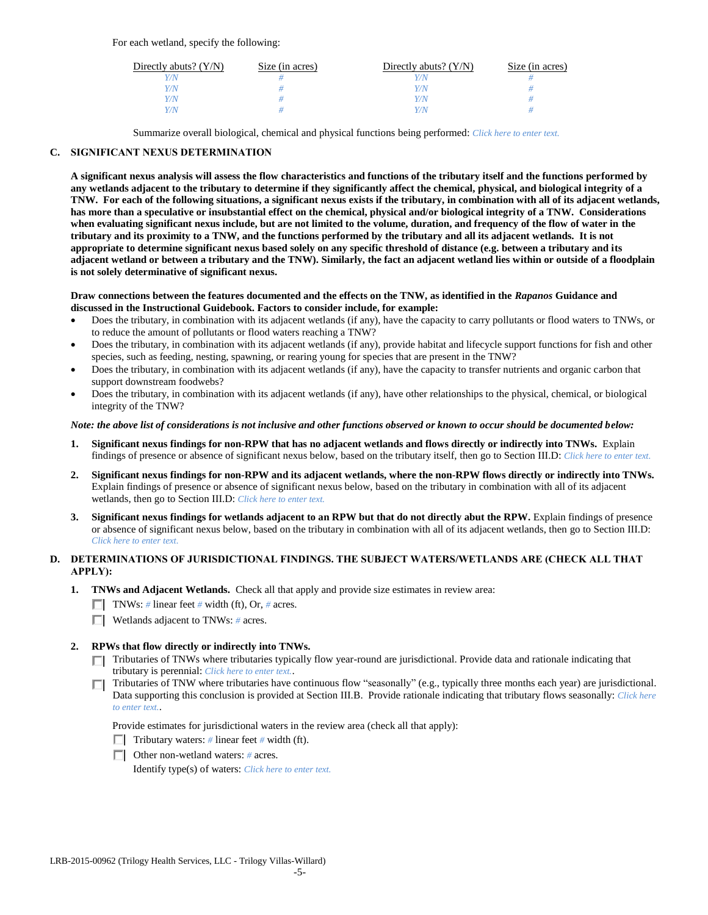For each wetland, specify the following:

| Directly abuts? (Y/N) | Size (in acres) | Directly abuts? (Y/N) | Size (in acres) |
|---|---|---|---|
| Y/N | # | Y/N | # |
| Y/N | # | Y/N | # |
| Y/N | # | Y/N | # |
| Y/N | # | Y/N | # |

Summarize overall biological, chemical and physical functions being performed: *Click here to enter text.*

## C. SIGNIFICANT NEXUS DETERMINATION

**A significant nexus analysis will assess the flow characteristics and functions of the tributary itself and the functions performed by any wetlands adjacent to the tributary to determine if they significantly affect the chemical, physical, and biological integrity of a TNW. For each of the following situations, a significant nexus exists if the tributary, in combination with all of its adjacent wetlands, has more than a speculative or insubstantial effect on the chemical, physical and/or biological integrity of a TNW. Considerations when evaluating significant nexus include, but are not limited to the volume, duration, and frequency of the flow of water in the tributary and its proximity to a TNW, and the functions performed by the tributary and all its adjacent wetlands. It is not appropriate to determine significant nexus based solely on any specific threshold of distance (e.g. between a tributary and its adjacent wetland or between a tributary and the TNW). Similarly, the fact an adjacent wetland lies within or outside of a floodplain is not solely determinative of significant nexus.**

**Draw connections between the features documented and the effects on the TNW, as identified in the *Rapanos* Guidance and discussed in the Instructional Guidebook. Factors to consider include, for example:**

- Does the tributary, in combination with its adjacent wetlands (if any), have the capacity to carry pollutants or flood waters to TNWs, or to reduce the amount of pollutants or flood waters reaching a TNW?
- Does the tributary, in combination with its adjacent wetlands (if any), provide habitat and lifecycle support functions for fish and other species, such as feeding, nesting, spawning, or rearing young for species that are present in the TNW?
- Does the tributary, in combination with its adjacent wetlands (if any), have the capacity to transfer nutrients and organic carbon that support downstream foodwebs?
- Does the tributary, in combination with its adjacent wetlands (if any), have other relationships to the physical, chemical, or biological integrity of the TNW?

***Note: the above list of considerations is not inclusive and other functions observed or known to occur should be documented below:***

1. **Significant nexus findings for non-RPW that has no adjacent wetlands and flows directly or indirectly into TNWs.** Explain findings of presence or absence of significant nexus below, based on the tributary itself, then go to Section III.D: *Click here to enter text.*

2. **Significant nexus findings for non-RPW and its adjacent wetlands, where the non-RPW flows directly or indirectly into TNWs.** Explain findings of presence or absence of significant nexus below, based on the tributary in combination with all of its adjacent wetlands, then go to Section III.D: *Click here to enter text.*

3. **Significant nexus findings for wetlands adjacent to an RPW but that do not directly abut the RPW.** Explain findings of presence or absence of significant nexus below, based on the tributary in combination with all of its adjacent wetlands, then go to Section III.D: *Click here to enter text.*

## D. DETERMINATIONS OF JURISDICTIONAL FINDINGS. THE SUBJECT WATERS/WETLANDS ARE (CHECK ALL THAT APPLY):

1. **TNWs and Adjacent Wetlands.** Check all that apply and provide size estimates in review area:
   - ☐ TNWs: # linear feet # width (ft), Or, # acres.
   - ☐ Wetlands adjacent to TNWs: # acres.

2. **RPWs that flow directly or indirectly into TNWs.**
   - ☐ Tributaries of TNWs where tributaries typically flow year-round are jurisdictional. Provide data and rationale indicating that tributary is perennial: *Click here to enter text.*.
   - ☐ Tributaries of TNW where tributaries have continuous flow "seasonally" (e.g., typically three months each year) are jurisdictional. Data supporting this conclusion is provided at Section III.B. Provide rationale indicating that tributary flows seasonally: *Click here to enter text.*.

   Provide estimates for jurisdictional waters in the review area (check all that apply):
   - ☐ Tributary waters: # linear feet # width (ft).
   - ☐ Other non-wetland waters: # acres.

     Identify type(s) of waters: *Click here to enter text.*

LRB-2015-00962 (Trilogy Health Services, LLC - Trilogy Villas-Willard)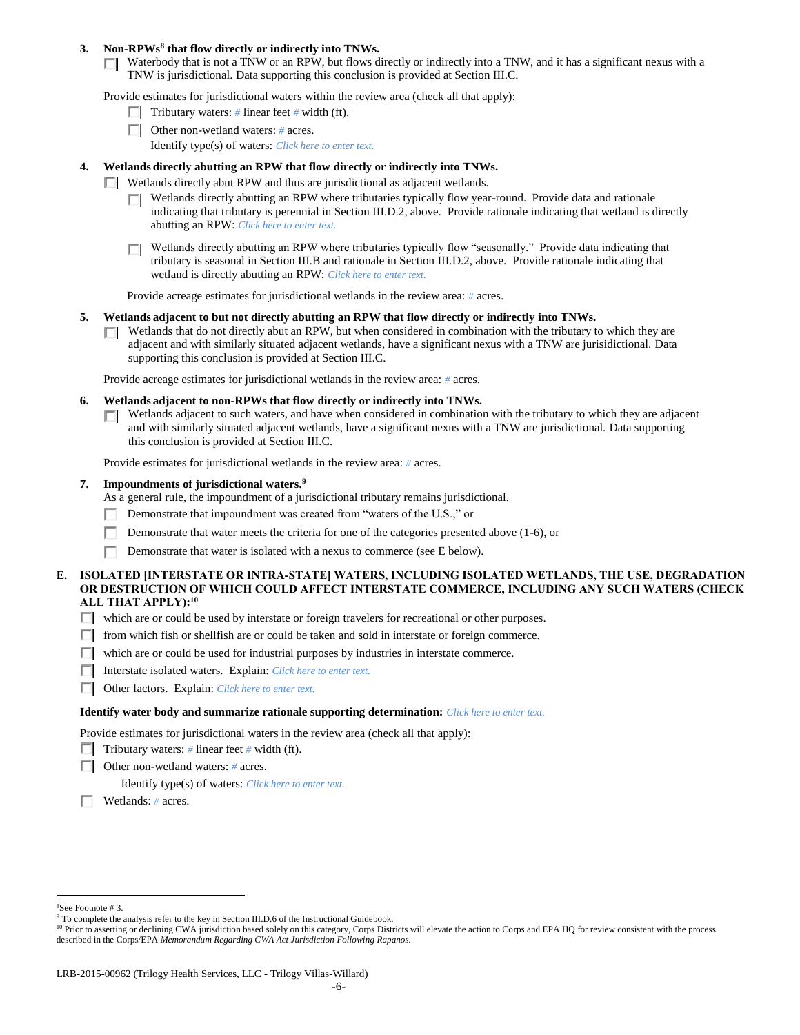**3. Non-RPWs[8] that flow directly or indirectly into TNWs.**

☐ Waterbody that is not a TNW or an RPW, but flows directly or indirectly into a TNW, and it has a significant nexus with a TNW is jurisdictional. Data supporting this conclusion is provided at Section III.C.

Provide estimates for jurisdictional waters within the review area (check all that apply):

☐ Tributary waters: # linear feet # width (ft).

☐ Other non-wetland waters: # acres.

Identify type(s) of waters: *Click here to enter text.*

**4. Wetlands directly abutting an RPW that flow directly or indirectly into TNWs.**

☐ Wetlands directly abut RPW and thus are jurisdictional as adjacent wetlands.

☐ Wetlands directly abutting an RPW where tributaries typically flow year-round. Provide data and rationale indicating that tributary is perennial in Section III.D.2, above. Provide rationale indicating that wetland is directly abutting an RPW: *Click here to enter text.*

☐ Wetlands directly abutting an RPW where tributaries typically flow "seasonally." Provide data indicating that tributary is seasonal in Section III.B and rationale in Section III.D.2, above. Provide rationale indicating that wetland is directly abutting an RPW: *Click here to enter text.*

Provide acreage estimates for jurisdictional wetlands in the review area: # acres.

**5. Wetlands adjacent to but not directly abutting an RPW that flow directly or indirectly into TNWs.**

☐ Wetlands that do not directly abut an RPW, but when considered in combination with the tributary to which they are adjacent and with similarly situated adjacent wetlands, have a significant nexus with a TNW are jurisidictional. Data supporting this conclusion is provided at Section III.C.

Provide acreage estimates for jurisdictional wetlands in the review area: # acres.

**6. Wetlands adjacent to non-RPWs that flow directly or indirectly into TNWs.**

☐ Wetlands adjacent to such waters, and have when considered in combination with the tributary to which they are adjacent and with similarly situated adjacent wetlands, have a significant nexus with a TNW are jurisdictional. Data supporting this conclusion is provided at Section III.C.

Provide estimates for jurisdictional wetlands in the review area: # acres.

**7. Impoundments of jurisdictional waters.[9]**

As a general rule, the impoundment of a jurisdictional tributary remains jurisdictional.

☐ Demonstrate that impoundment was created from "waters of the U.S.," or

☐ Demonstrate that water meets the criteria for one of the categories presented above (1-6), or

☐ Demonstrate that water is isolated with a nexus to commerce (see E below).

**E. ISOLATED [INTERSTATE OR INTRA-STATE] WATERS, INCLUDING ISOLATED WETLANDS, THE USE, DEGRADATION OR DESTRUCTION OF WHICH COULD AFFECT INTERSTATE COMMERCE, INCLUDING ANY SUCH WATERS (CHECK ALL THAT APPLY):[10]**

☐ which are or could be used by interstate or foreign travelers for recreational or other purposes.

☐ from which fish or shellfish are or could be taken and sold in interstate or foreign commerce.

☐ which are or could be used for industrial purposes by industries in interstate commerce.

☐ Interstate isolated waters. Explain: *Click here to enter text.*

☐ Other factors. Explain: *Click here to enter text.*

**Identify water body and summarize rationale supporting determination:** *Click here to enter text.*

Provide estimates for jurisdictional waters in the review area (check all that apply):

☐ Tributary waters: # linear feet # width (ft).

☐ Other non-wetland waters: # acres.

Identify type(s) of waters: *Click here to enter text.*

☐ Wetlands: # acres.

---

[8] See Footnote # 3.

[9] To complete the analysis refer to the key in Section III.D.6 of the Instructional Guidebook.

[10] Prior to asserting or declining CWA jurisdiction based solely on this category, Corps Districts will elevate the action to Corps and EPA HQ for review consistent with the process described in the Corps/EPA *Memorandum Regarding CWA Act Jurisdiction Following Rapanos.*

LRB-2015-00962 (Trilogy Health Services, LLC - Trilogy Villas-Willard)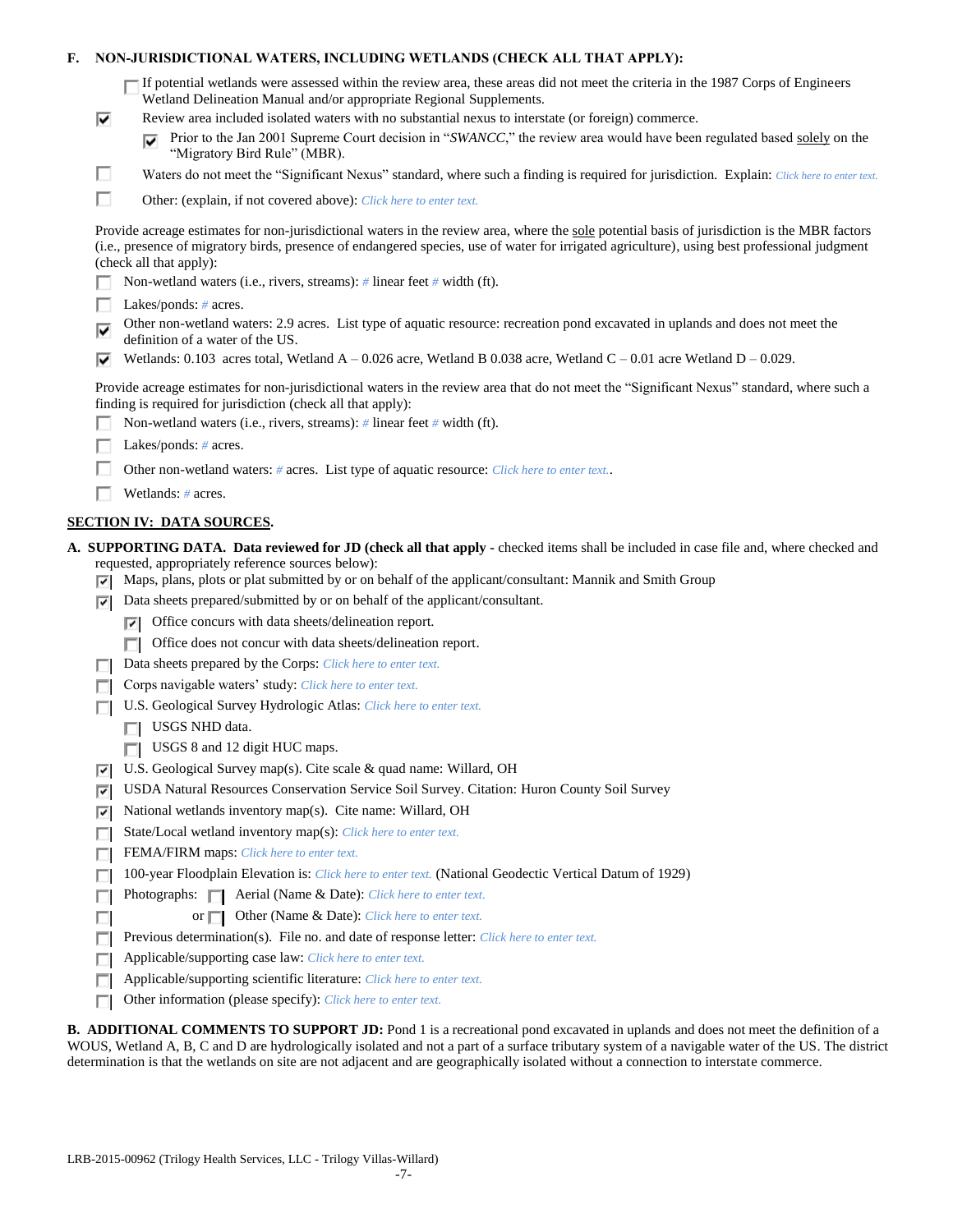**F. NON-JURISDICTIONAL WATERS, INCLUDING WETLANDS (CHECK ALL THAT APPLY):**

- [ ] If potential wetlands were assessed within the review area, these areas did not meet the criteria in the 1987 Corps of Engineers Wetland Delineation Manual and/or appropriate Regional Supplements.
- [x] Review area included isolated waters with no substantial nexus to interstate (or foreign) commerce.
  - [x] Prior to the Jan 2001 Supreme Court decision in "*SWANCC*," the review area would have been regulated based solely on the "Migratory Bird Rule" (MBR).
- [ ] Waters do not meet the "Significant Nexus" standard, where such a finding is required for jurisdiction. Explain: *Click here to enter text.*
- [ ] Other: (explain, if not covered above): *Click here to enter text.*

Provide acreage estimates for non-jurisdictional waters in the review area, where the sole potential basis of jurisdiction is the MBR factors (i.e., presence of migratory birds, presence of endangered species, use of water for irrigated agriculture), using best professional judgment (check all that apply):

- [ ] Non-wetland waters (i.e., rivers, streams): # linear feet # width (ft).
- [ ] Lakes/ponds: # acres.
- [x] Other non-wetland waters: 2.9 acres. List type of aquatic resource: recreation pond excavated in uplands and does not meet the definition of a water of the US.
- [x] Wetlands: 0.103 acres total, Wetland A – 0.026 acre, Wetland B 0.038 acre, Wetland C – 0.01 acre Wetland D – 0.029.

Provide acreage estimates for non-jurisdictional waters in the review area that do not meet the "Significant Nexus" standard, where such a finding is required for jurisdiction (check all that apply):

- [ ] Non-wetland waters (i.e., rivers, streams): # linear feet # width (ft).
- [ ] Lakes/ponds: # acres.
- [ ] Other non-wetland waters: # acres. List type of aquatic resource: *Click here to enter text.*.
- [ ] Wetlands: # acres.

## SECTION IV: DATA SOURCES.

**A. SUPPORTING DATA. Data reviewed for JD (check all that apply** - checked items shall be included in case file and, where checked and requested, appropriately reference sources below):

- [x] Maps, plans, plots or plat submitted by or on behalf of the applicant/consultant: Mannik and Smith Group
- [x] Data sheets prepared/submitted by or on behalf of the applicant/consultant.
  - [x] Office concurs with data sheets/delineation report.
  - [ ] Office does not concur with data sheets/delineation report.
- [ ] Data sheets prepared by the Corps: *Click here to enter text.*
- [ ] Corps navigable waters' study: *Click here to enter text.*
- [ ] U.S. Geological Survey Hydrologic Atlas: *Click here to enter text.*
  - [ ] USGS NHD data.
  - [ ] USGS 8 and 12 digit HUC maps.
- [x] U.S. Geological Survey map(s). Cite scale & quad name: Willard, OH
- [x] USDA Natural Resources Conservation Service Soil Survey. Citation: Huron County Soil Survey
- [x] National wetlands inventory map(s). Cite name: Willard, OH
- [ ] State/Local wetland inventory map(s): *Click here to enter text.*
- [ ] FEMA/FIRM maps: *Click here to enter text.*
- [ ] 100-year Floodplain Elevation is: *Click here to enter text.* (National Geodectic Vertical Datum of 1929)
- [ ] Photographs: [ ] Aerial (Name & Date): *Click here to enter text.*
  or [ ] Other (Name & Date): *Click here to enter text.*
- [ ] Previous determination(s). File no. and date of response letter: *Click here to enter text.*
- [ ] Applicable/supporting case law: *Click here to enter text.*
- [ ] Applicable/supporting scientific literature: *Click here to enter text.*
- [ ] Other information (please specify): *Click here to enter text.*

**B. ADDITIONAL COMMENTS TO SUPPORT JD:** Pond 1 is a recreational pond excavated in uplands and does not meet the definition of a WOUS, Wetland A, B, C and D are hydrologically isolated and not a part of a surface tributary system of a navigable water of the US. The district determination is that the wetlands on site are not adjacent and are geographically isolated without a connection to interstate commerce.